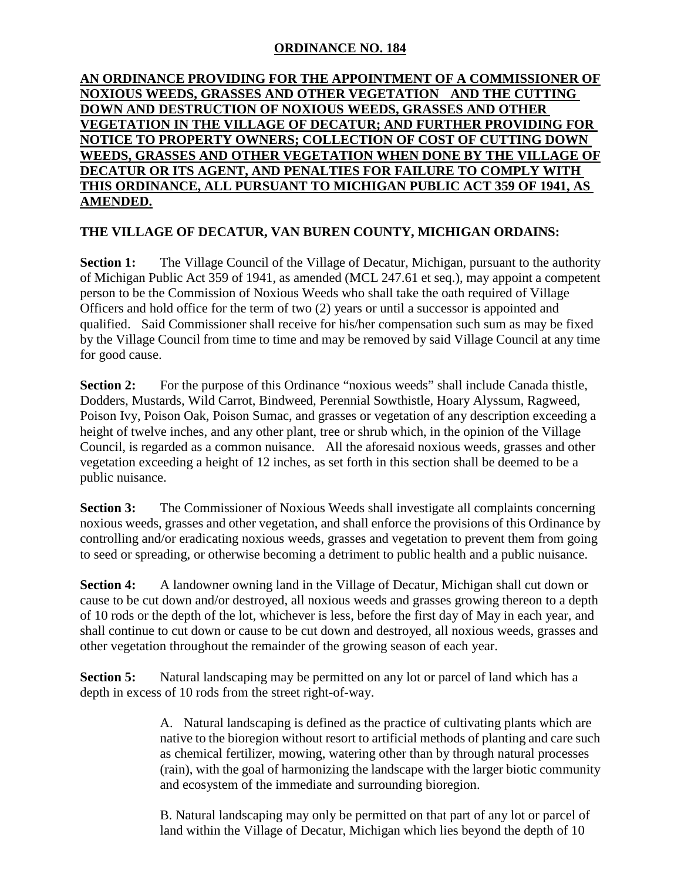# ORDINANCE NO. 184

**AN ORDINANCE PROVIDING FOR THE APPOINTMENT OF A COMMISSIONER OF NOXIOUS WEEDS, GRASSES AND OTHER VEGETATION AND THE CUTTING DOWN AND DESTRUCTION OF NOXIOUS WEEDS, GRASSES AND OTHER VEGETATION IN THE VILLAGE OF DECATUR; AND FURTHER PROVIDING FOR NOTICE TO PROPERTY OWNERS; COLLECTION OF COST OF CUTTING DOWN WEEDS, GRASSES AND OTHER VEGETATION WHEN DONE BY THE VILLAGE OF DECATUR OR ITS AGENT, AND PENALTIES FOR FAILURE TO COMPLY WITH THIS ORDINANCE, ALL PURSUANT TO MICHIGAN PUBLIC ACT 359 OF 1941, AS AMENDED.**

**THE VILLAGE OF DECATUR, VAN BUREN COUNTY, MICHIGAN ORDAINS:**

**Section 1:** The Village Council of the Village of Decatur, Michigan, pursuant to the authority of Michigan Public Act 359 of 1941, as amended (MCL 247.61 et seq.), may appoint a competent person to be the Commission of Noxious Weeds who shall take the oath required of Village Officers and hold office for the term of two (2) years or until a successor is appointed and qualified. Said Commissioner shall receive for his/her compensation such sum as may be fixed by the Village Council from time to time and may be removed by said Village Council at any time for good cause.

**Section 2:** For the purpose of this Ordinance "noxious weeds" shall include Canada thistle, Dodders, Mustards, Wild Carrot, Bindweed, Perennial Sowthistle, Hoary Alyssum, Ragweed, Poison Ivy, Poison Oak, Poison Sumac, and grasses or vegetation of any description exceeding a height of twelve inches, and any other plant, tree or shrub which, in the opinion of the Village Council, is regarded as a common nuisance. All the aforesaid noxious weeds, grasses and other vegetation exceeding a height of 12 inches, as set forth in this section shall be deemed to be a public nuisance.

**Section 3:** The Commissioner of Noxious Weeds shall investigate all complaints concerning noxious weeds, grasses and other vegetation, and shall enforce the provisions of this Ordinance by controlling and/or eradicating noxious weeds, grasses and vegetation to prevent them from going to seed or spreading, or otherwise becoming a detriment to public health and a public nuisance.

**Section 4:** A landowner owning land in the Village of Decatur, Michigan shall cut down or cause to be cut down and/or destroyed, all noxious weeds and grasses growing thereon to a depth of 10 rods or the depth of the lot, whichever is less, before the first day of May in each year, and shall continue to cut down or cause to be cut down and destroyed, all noxious weeds, grasses and other vegetation throughout the remainder of the growing season of each year.

**Section 5:** Natural landscaping may be permitted on any lot or parcel of land which has a depth in excess of 10 rods from the street right-of-way.

A. Natural landscaping is defined as the practice of cultivating plants which are native to the bioregion without resort to artificial methods of planting and care such as chemical fertilizer, mowing, watering other than by through natural processes (rain), with the goal of harmonizing the landscape with the larger biotic community and ecosystem of the immediate and surrounding bioregion.

B. Natural landscaping may only be permitted on that part of any lot or parcel of land within the Village of Decatur, Michigan which lies beyond the depth of 10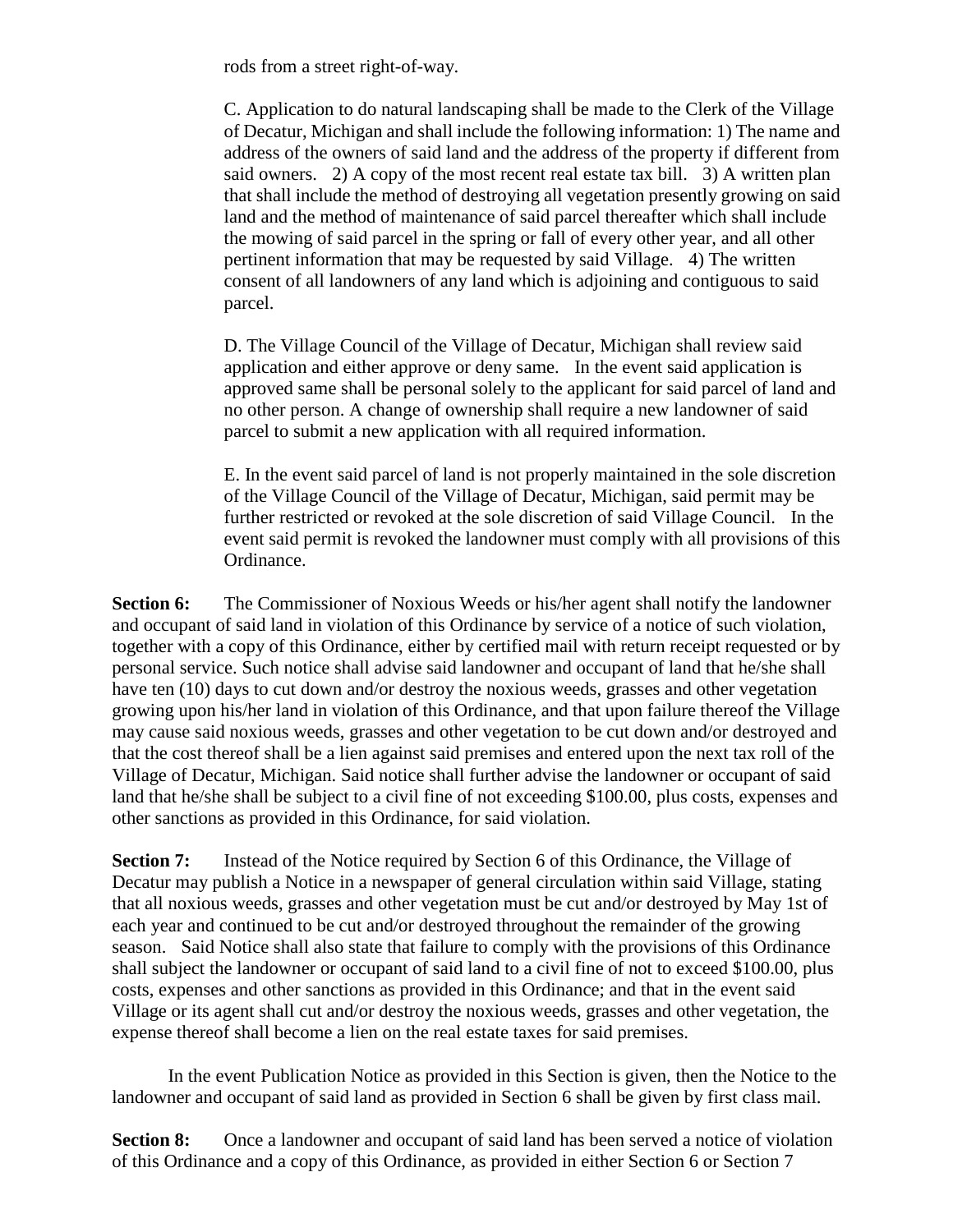rods from a street right-of-way.

C. Application to do natural landscaping shall be made to the Clerk of the Village of Decatur, Michigan and shall include the following information: 1) The name and address of the owners of said land and the address of the property if different from said owners. 2) A copy of the most recent real estate tax bill. 3) A written plan that shall include the method of destroying all vegetation presently growing on said land and the method of maintenance of said parcel thereafter which shall include the mowing of said parcel in the spring or fall of every other year, and all other pertinent information that may be requested by said Village. 4) The written consent of all landowners of any land which is adjoining and contiguous to said parcel.

D. The Village Council of the Village of Decatur, Michigan shall review said application and either approve or deny same. In the event said application is approved same shall be personal solely to the applicant for said parcel of land and no other person. A change of ownership shall require a new landowner of said parcel to submit a new application with all required information.

E. In the event said parcel of land is not properly maintained in the sole discretion of the Village Council of the Village of Decatur, Michigan, said permit may be further restricted or revoked at the sole discretion of said Village Council. In the event said permit is revoked the landowner must comply with all provisions of this Ordinance.

**Section 6:** The Commissioner of Noxious Weeds or his/her agent shall notify the landowner and occupant of said land in violation of this Ordinance by service of a notice of such violation, together with a copy of this Ordinance, either by certified mail with return receipt requested or by personal service. Such notice shall advise said landowner and occupant of land that he/she shall have ten (10) days to cut down and/or destroy the noxious weeds, grasses and other vegetation growing upon his/her land in violation of this Ordinance, and that upon failure thereof the Village may cause said noxious weeds, grasses and other vegetation to be cut down and/or destroyed and that the cost thereof shall be a lien against said premises and entered upon the next tax roll of the Village of Decatur, Michigan. Said notice shall further advise the landowner or occupant of said land that he/she shall be subject to a civil fine of not exceeding $100.00, plus costs, expenses and other sanctions as provided in this Ordinance, for said violation.

**Section 7:** Instead of the Notice required by Section 6 of this Ordinance, the Village of Decatur may publish a Notice in a newspaper of general circulation within said Village, stating that all noxious weeds, grasses and other vegetation must be cut and/or destroyed by May 1st of each year and continued to be cut and/or destroyed throughout the remainder of the growing season. Said Notice shall also state that failure to comply with the provisions of this Ordinance shall subject the landowner or occupant of said land to a civil fine of not to exceed $100.00, plus costs, expenses and other sanctions as provided in this Ordinance; and that in the event said Village or its agent shall cut and/or destroy the noxious weeds, grasses and other vegetation, the expense thereof shall become a lien on the real estate taxes for said premises.

In the event Publication Notice as provided in this Section is given, then the Notice to the landowner and occupant of said land as provided in Section 6 shall be given by first class mail.

**Section 8:** Once a landowner and occupant of said land has been served a notice of violation of this Ordinance and a copy of this Ordinance, as provided in either Section 6 or Section 7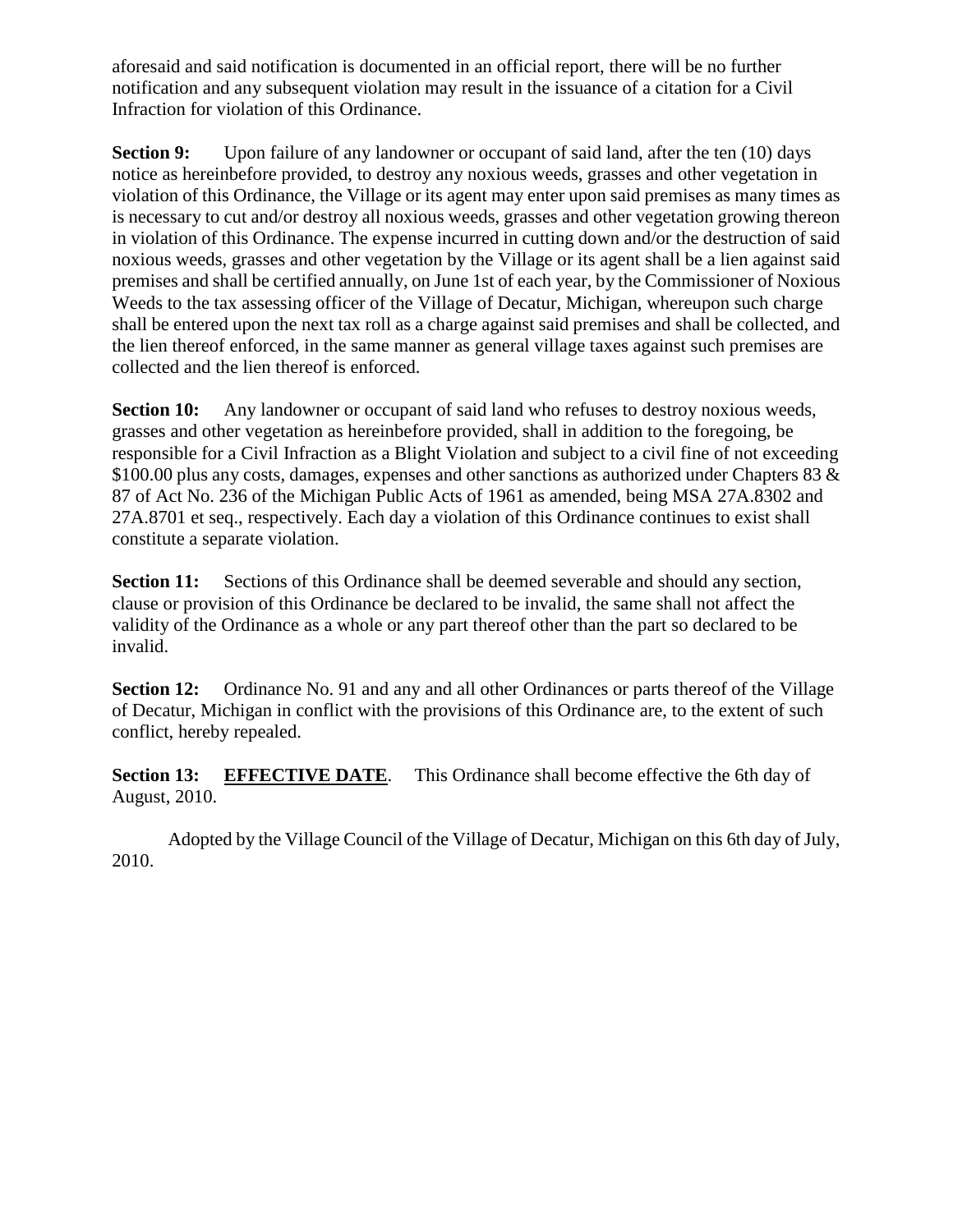aforesaid and said notification is documented in an official report, there will be no further notification and any subsequent violation may result in the issuance of a citation for a Civil Infraction for violation of this Ordinance.

**Section 9:** Upon failure of any landowner or occupant of said land, after the ten (10) days notice as hereinbefore provided, to destroy any noxious weeds, grasses and other vegetation in violation of this Ordinance, the Village or its agent may enter upon said premises as many times as is necessary to cut and/or destroy all noxious weeds, grasses and other vegetation growing thereon in violation of this Ordinance. The expense incurred in cutting down and/or the destruction of said noxious weeds, grasses and other vegetation by the Village or its agent shall be a lien against said premises and shall be certified annually, on June 1st of each year, by the Commissioner of Noxious Weeds to the tax assessing officer of the Village of Decatur, Michigan, whereupon such charge shall be entered upon the next tax roll as a charge against said premises and shall be collected, and the lien thereof enforced, in the same manner as general village taxes against such premises are collected and the lien thereof is enforced.

**Section 10:** Any landowner or occupant of said land who refuses to destroy noxious weeds, grasses and other vegetation as hereinbefore provided, shall in addition to the foregoing, be responsible for a Civil Infraction as a Blight Violation and subject to a civil fine of not exceeding $100.00 plus any costs, damages, expenses and other sanctions as authorized under Chapters 83 & 87 of Act No. 236 of the Michigan Public Acts of 1961 as amended, being MSA 27A.8302 and 27A.8701 et seq., respectively. Each day a violation of this Ordinance continues to exist shall constitute a separate violation.

**Section 11:** Sections of this Ordinance shall be deemed severable and should any section, clause or provision of this Ordinance be declared to be invalid, the same shall not affect the validity of the Ordinance as a whole or any part thereof other than the part so declared to be invalid.

**Section 12:** Ordinance No. 91 and any and all other Ordinances or parts thereof of the Village of Decatur, Michigan in conflict with the provisions of this Ordinance are, to the extent of such conflict, hereby repealed.

**Section 13:** **EFFECTIVE DATE**. This Ordinance shall become effective the 6th day of August, 2010.

Adopted by the Village Council of the Village of Decatur, Michigan on this 6th day of July, 2010.